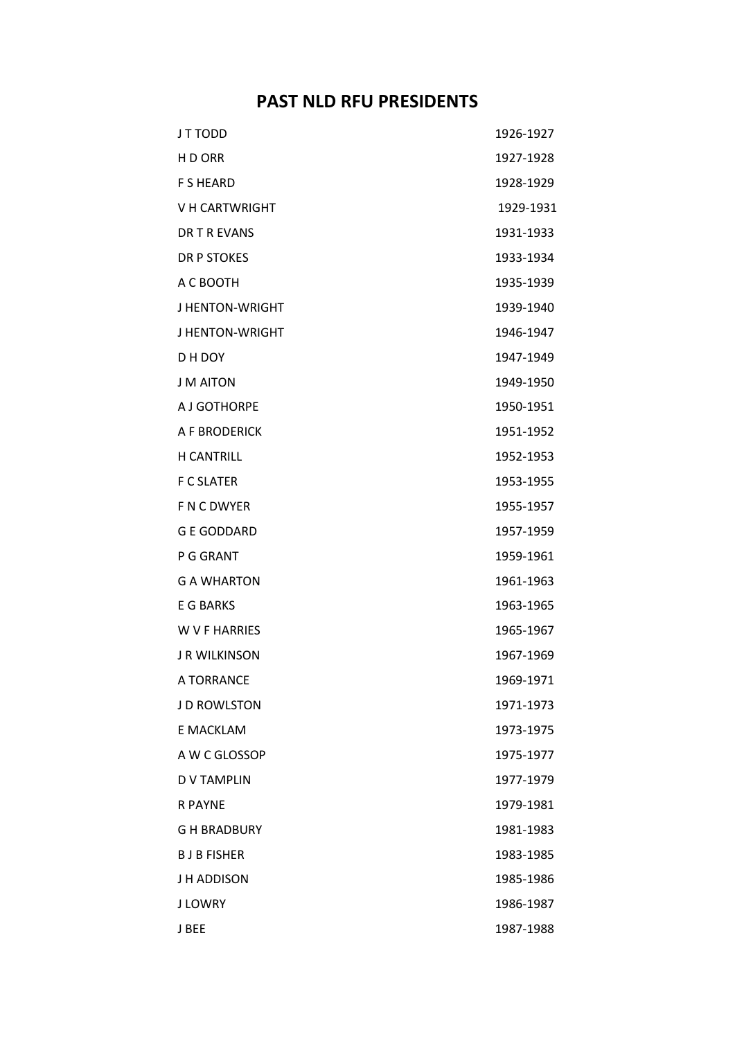# PAST NLD RFU PRESIDENTS

| | |
|---|---|
| J T TODD | 1926-1927 |
| H D ORR | 1927-1928 |
| F S HEARD | 1928-1929 |
| V H CARTWRIGHT | 1929-1931 |
| DR T R EVANS | 1931-1933 |
| DR P STOKES | 1933-1934 |
| A C BOOTH | 1935-1939 |
| J HENTON-WRIGHT | 1939-1940 |
| J HENTON-WRIGHT | 1946-1947 |
| D H DOY | 1947-1949 |
| J M AITON | 1949-1950 |
| A J GOTHORPE | 1950-1951 |
| A F BRODERICK | 1951-1952 |
| H CANTRILL | 1952-1953 |
| F C SLATER | 1953-1955 |
| F N C DWYER | 1955-1957 |
| G E GODDARD | 1957-1959 |
| P G GRANT | 1959-1961 |
| G A WHARTON | 1961-1963 |
| E G BARKS | 1963-1965 |
| W V F HARRIES | 1965-1967 |
| J R WILKINSON | 1967-1969 |
| A TORRANCE | 1969-1971 |
| J D ROWLSTON | 1971-1973 |
| E MACKLAM | 1973-1975 |
| A W C GLOSSOP | 1975-1977 |
| D V TAMPLIN | 1977-1979 |
| R PAYNE | 1979-1981 |
| G H BRADBURY | 1981-1983 |
| B J B FISHER | 1983-1985 |
| J H ADDISON | 1985-1986 |
| J LOWRY | 1986-1987 |
| J BEE | 1987-1988 |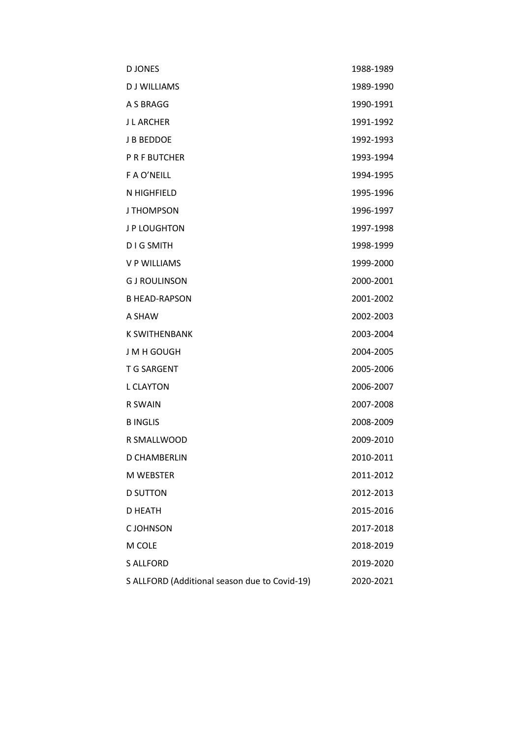| | |
|---|---|
| D JONES | 1988-1989 |
| D J WILLIAMS | 1989-1990 |
| A S BRAGG | 1990-1991 |
| J L ARCHER | 1991-1992 |
| J B BEDDOE | 1992-1993 |
| P R F BUTCHER | 1993-1994 |
| F A O'NEILL | 1994-1995 |
| N HIGHFIELD | 1995-1996 |
| J THOMPSON | 1996-1997 |
| J P LOUGHTON | 1997-1998 |
| D I G SMITH | 1998-1999 |
| V P WILLIAMS | 1999-2000 |
| G J ROULINSON | 2000-2001 |
| B HEAD-RAPSON | 2001-2002 |
| A SHAW | 2002-2003 |
| K SWITHENBANK | 2003-2004 |
| J M H GOUGH | 2004-2005 |
| T G SARGENT | 2005-2006 |
| L CLAYTON | 2006-2007 |
| R SWAIN | 2007-2008 |
| B INGLIS | 2008-2009 |
| R SMALLWOOD | 2009-2010 |
| D CHAMBERLIN | 2010-2011 |
| M WEBSTER | 2011-2012 |
| D SUTTON | 2012-2013 |
| D HEATH | 2015-2016 |
| C JOHNSON | 2017-2018 |
| M COLE | 2018-2019 |
| S ALLFORD | 2019-2020 |
| S ALLFORD (Additional season due to Covid-19) | 2020-2021 |